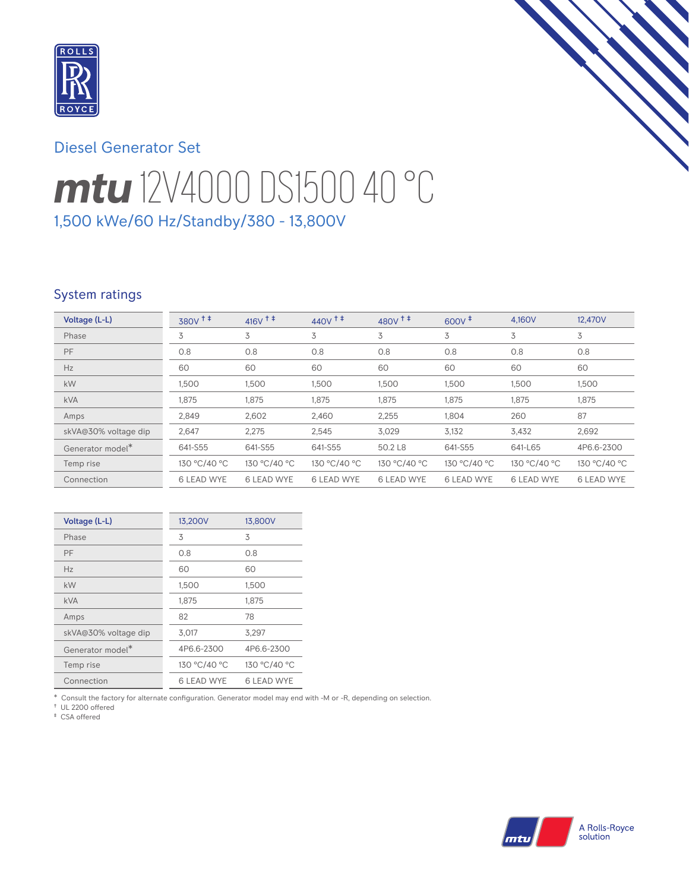## Diesel Generator Set

# *mtu* 12V4000 DS1500 40 °C

### 1,500 kWe/60 Hz/Standby/380 - 13,800V

## System ratings

| Voltage (L-L) | 380V † ‡ | 416V † ‡ | 440V † ‡ | 480V † ‡ | 600V ‡ | 4,160V | 12,470V | 13,200V | 13,800V |
|---|---|---|---|---|---|---|---|---|---|
| Phase | 3 | 3 | 3 | 3 | 3 | 3 | 3 | 3 | 3 |
| PF | 0.8 | 0.8 | 0.8 | 0.8 | 0.8 | 0.8 | 0.8 | 0.8 | 0.8 |
| Hz | 60 | 60 | 60 | 60 | 60 | 60 | 60 | 60 | 60 |
| kW | 1,500 | 1,500 | 1,500 | 1,500 | 1,500 | 1,500 | 1,500 | 1,500 | 1,500 |
| kVA | 1,875 | 1,875 | 1,875 | 1,875 | 1,875 | 1,875 | 1,875 | 1,875 | 1,875 |
| Amps | 2,849 | 2,602 | 2,460 | 2,255 | 1,804 | 260 | 87 | 82 | 78 |
| skVA@30% voltage dip | 2,647 | 2,275 | 2,545 | 3,029 | 3,132 | 3,432 | 2,692 | 3,017 | 3,297 |
| Generator model* | 641-S55 | 641-S55 | 641-S55 | 50.2 L8 | 641-S55 | 641-L65 | 4P6.6-2300 | 4P6.6-2300 | 4P6.6-2300 |
| Temp rise | 130 °C/40 °C | 130 °C/40 °C | 130 °C/40 °C | 130 °C/40 °C | 130 °C/40 °C | 130 °C/40 °C | 130 °C/40 °C | 130 °C/40 °C | 130 °C/40 °C |
| Connection | 6 LEAD WYE | 6 LEAD WYE | 6 LEAD WYE | 6 LEAD WYE | 6 LEAD WYE | 6 LEAD WYE | 6 LEAD WYE | 6 LEAD WYE | 6 LEAD WYE |

\* Consult the factory for alternate configuration. Generator model may end with -M or -R, depending on selection.
† UL 2200 offered
‡ CSA offered

A Rolls-Royce solution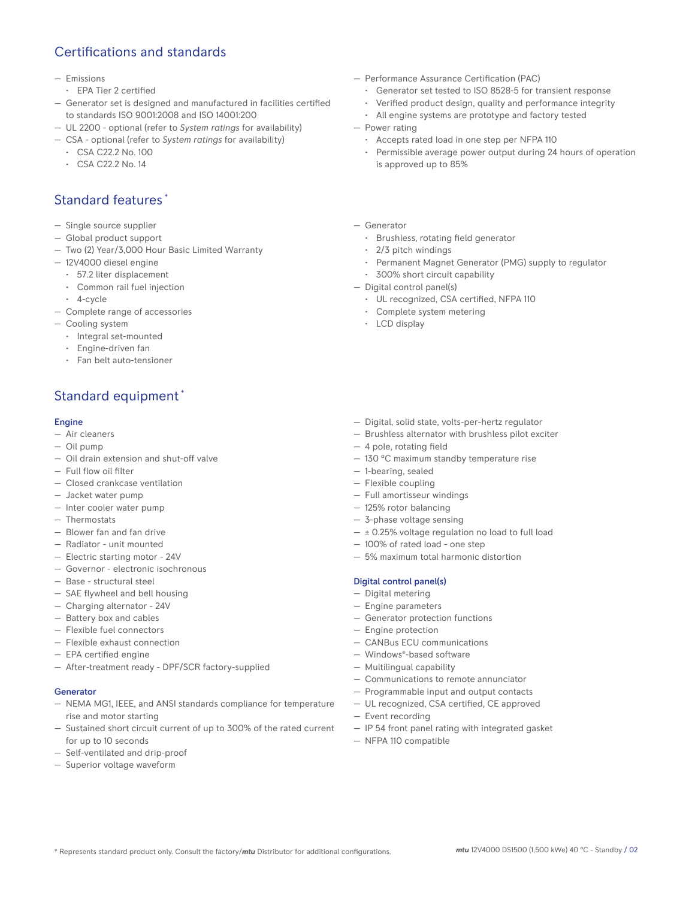## Certifications and standards

- Emissions
  - EPA Tier 2 certified
- Generator set is designed and manufactured in facilities certified to standards ISO 9001:2008 and ISO 14001:200
- UL 2200 - optional (refer to *System ratings* for availability)
- CSA - optional (refer to *System ratings* for availability)
  - CSA C22.2 No. 100
  - CSA C22.2 No. 14
- Performance Assurance Certification (PAC)
  - Generator set tested to ISO 8528-5 for transient response
  - Verified product design, quality and performance integrity
  - All engine systems are prototype and factory tested
- Power rating
  - Accepts rated load in one step per NFPA 110
  - Permissible average power output during 24 hours of operation is approved up to 85%

## Standard features *

- Single source supplier
- Global product support
- Two (2) Year/3,000 Hour Basic Limited Warranty
- 12V4000 diesel engine
  - 57.2 liter displacement
  - Common rail fuel injection
  - 4-cycle
- Complete range of accessories
- Cooling system
  - Integral set-mounted
  - Engine-driven fan
  - Fan belt auto-tensioner
- Generator
  - Brushless, rotating field generator
  - 2/3 pitch windings
  - Permanent Magnet Generator (PMG) supply to regulator
  - 300% short circuit capability
- Digital control panel(s)
  - UL recognized, CSA certified, NFPA 110
  - Complete system metering
  - LCD display

## Standard equipment *

### Engine

- Air cleaners
- Oil pump
- Oil drain extension and shut-off valve
- Full flow oil filter
- Closed crankcase ventilation
- Jacket water pump
- Inter cooler water pump
- Thermostats
- Blower fan and fan drive
- Radiator - unit mounted
- Electric starting motor - 24V
- Governor - electronic isochronous
- Base - structural steel
- SAE flywheel and bell housing
- Charging alternator - 24V
- Battery box and cables
- Flexible fuel connectors
- Flexible exhaust connection
- EPA certified engine
- After-treatment ready - DPF/SCR factory-supplied

### Generator

- NEMA MG1, IEEE, and ANSI standards compliance for temperature rise and motor starting
- Sustained short circuit current of up to 300% of the rated current for up to 10 seconds
- Self-ventilated and drip-proof
- Superior voltage waveform
- Digital, solid state, volts-per-hertz regulator
- Brushless alternator with brushless pilot exciter
- 4 pole, rotating field
- 130 °C maximum standby temperature rise
- 1-bearing, sealed
- Flexible coupling
- Full amortisseur windings
- 125% rotor balancing
- 3-phase voltage sensing
- ± 0.25% voltage regulation no load to full load
- 100% of rated load - one step
- 5% maximum total harmonic distortion

### Digital control panel(s)

- Digital metering
- Engine parameters
- Generator protection functions
- Engine protection
- CANBus ECU communications
- Windows®-based software
- Multilingual capability
- Communications to remote annunciator
- Programmable input and output contacts
- UL recognized, CSA certified, CE approved
- Event recording
- IP 54 front panel rating with integrated gasket
- NFPA 110 compatible

* Represents standard product only. Consult the factory/***mtu*** Distributor for additional configurations.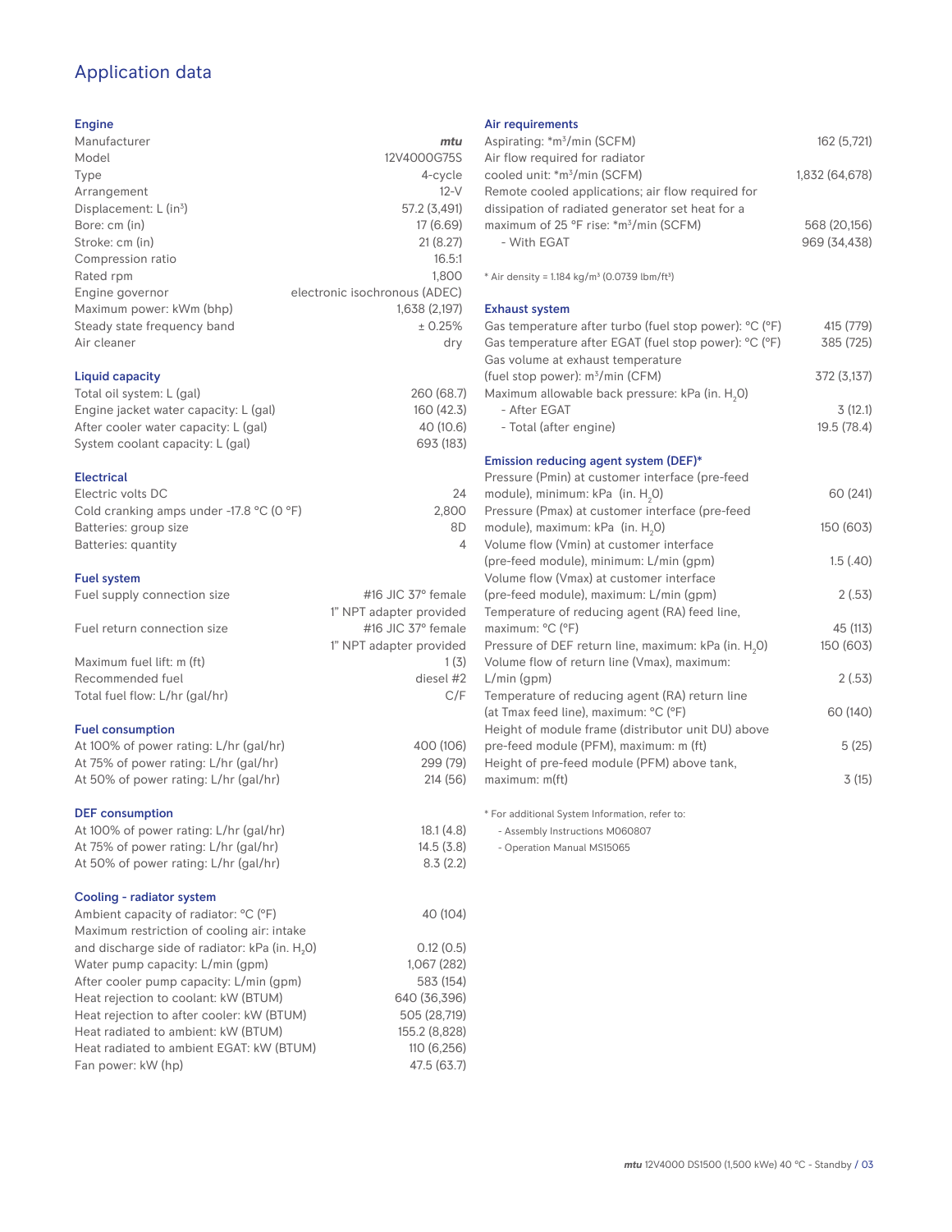# Application data

## Engine

| | |
|---|---|
| Manufacturer | *mtu* |
| Model | 12V4000G75S |
| Type | 4-cycle |
| Arrangement | 12-V |
| Displacement: L ($in^3$) | 57.2 (3,491) |
| Bore: cm (in) | 17 (6.69) |
| Stroke: cm (in) | 21 (8.27) |
| Compression ratio | 16.5:1 |
| Rated rpm | 1,800 |
| Engine governor | electronic isochronous (ADEC) |
| Maximum power: kWm (bhp) | 1,638 (2,197) |
| Steady state frequency band | ± 0.25% |
| Air cleaner | dry |

## Liquid capacity

| | |
|---|---|
| Total oil system: L (gal) | 260 (68.7) |
| Engine jacket water capacity: L (gal) | 160 (42.3) |
| After cooler water capacity: L (gal) | 40 (10.6) |
| System coolant capacity: L (gal) | 693 (183) |

## Electrical

| | |
|---|---|
| Electric volts DC | 24 |
| Cold cranking amps under -17.8 °C (0 °F) | 2,800 |
| Batteries: group size | 8D |
| Batteries: quantity | 4 |

## Fuel system

| | |
|---|---|
| Fuel supply connection size | #16 JIC 37° female<br>1" NPT adapter provided |
| Fuel return connection size | #16 JIC 37° female<br>1" NPT adapter provided |
| Maximum fuel lift: m (ft) | 1 (3) |
| Recommended fuel | diesel #2 |
| Total fuel flow: L/hr (gal/hr) | C/F |

## Fuel consumption

| | |
|---|---|
| At 100% of power rating: L/hr (gal/hr) | 400 (106) |
| At 75% of power rating: L/hr (gal/hr) | 299 (79) |
| At 50% of power rating: L/hr (gal/hr) | 214 (56) |

## DEF consumption

| | |
|---|---|
| At 100% of power rating: L/hr (gal/hr) | 18.1 (4.8) |
| At 75% of power rating: L/hr (gal/hr) | 14.5 (3.8) |
| At 50% of power rating: L/hr (gal/hr) | 8.3 (2.2) |

## Cooling - radiator system

| | |
|---|---|
| Ambient capacity of radiator: °C (°F) | 40 (104) |
| Maximum restriction of cooling air: intake and discharge side of radiator: kPa (in. $H_2O$) | 0.12 (0.5) |
| Water pump capacity: L/min (gpm) | 1,067 (282) |
| After cooler pump capacity: L/min (gpm) | 583 (154) |
| Heat rejection to coolant: kW (BTUM) | 640 (36,396) |
| Heat rejection to after cooler: kW (BTUM) | 505 (28,719) |
| Heat radiated to ambient: kW (BTUM) | 155.2 (8,828) |
| Heat radiated to ambient EGAT: kW (BTUM) | 110 (6,256) |
| Fan power: kW (hp) | 47.5 (63.7) |

## Air requirements

| | |
|---|---|
| Aspirating: *$m^3$/min (SCFM) | 162 (5,721) |
| Air flow required for radiator cooled unit: *$m^3$/min (SCFM) | 1,832 (64,678) |
| Remote cooled applications; air flow required for dissipation of radiated generator set heat for a maximum of 25 °F rise: *$m^3$/min (SCFM) | 568 (20,156) |
| - With EGAT | 969 (34,438) |

* Air density = 1.184 kg/$m^3$ (0.0739 lbm/$ft^3$)

## Exhaust system

| | |
|---|---|
| Gas temperature after turbo (fuel stop power): °C (°F) | 415 (779) |
| Gas temperature after EGAT (fuel stop power): °C (°F) | 385 (725) |
| Gas volume at exhaust temperature (fuel stop power): $m^3$/min (CFM) | 372 (3,137) |
| Maximum allowable back pressure: kPa (in. $H_2O$) | |
| - After EGAT | 3 (12.1) |
| - Total (after engine) | 19.5 (78.4) |

## Emission reducing agent system (DEF)*

| | |
|---|---|
| Pressure (Pmin) at customer interface (pre-feed module), minimum: kPa (in. $H_2O$) | 60 (241) |
| Pressure (Pmax) at customer interface (pre-feed module), maximum: kPa (in. $H_2O$) | 150 (603) |
| Volume flow (Vmin) at customer interface (pre-feed module), minimum: L/min (gpm) | 1.5 (.40) |
| Volume flow (Vmax) at customer interface (pre-feed module), maximum: L/min (gpm) | 2 (.53) |
| Temperature of reducing agent (RA) feed line, maximum: °C (°F) | 45 (113) |
| Pressure of DEF return line, maximum: kPa (in. $H_2O$) | 150 (603) |
| Volume flow of return line (Vmax), maximum: L/min (gpm) | 2 (.53) |
| Temperature of reducing agent (RA) return line (at Tmax feed line), maximum: °C (°F) | 60 (140) |
| Height of module frame (distributor unit DU) above pre-feed module (PFM), maximum: m (ft) | 5 (25) |
| Height of pre-feed module (PFM) above tank, maximum: m(ft) | 3 (15) |

* For additional System Information, refer to:
- Assembly Instructions M060807
- Operation Manual MS15065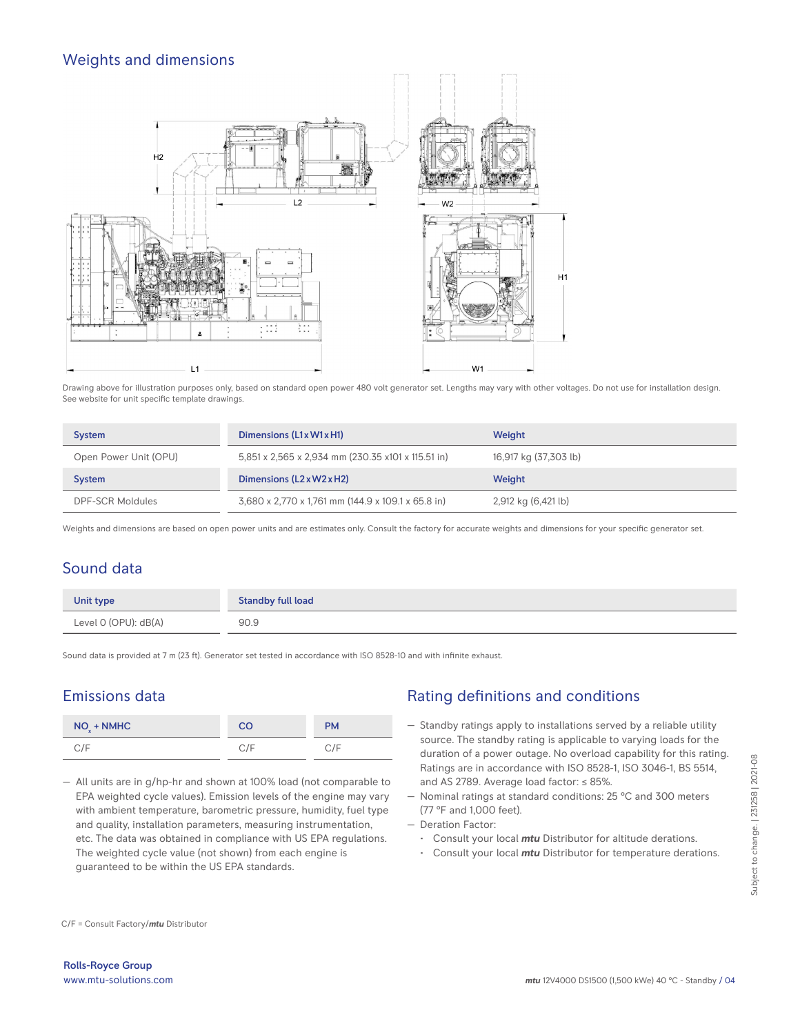## Weights and dimensions

H2

L2

W2

H1

L1

W1

Drawing above for illustration purposes only, based on standard open power 480 volt generator set. Lengths may vary with other voltages. Do not use for installation design. See website for unit specific template drawings.

| System | Dimensions (L1 x W1 x H1) | Weight |
|---|---|---|
| Open Power Unit (OPU) | 5,851 x 2,565 x 2,934 mm (230.35 x101 x 115.51 in) | 16,917 kg (37,303 lb) |
| **System** | **Dimensions (L2 x W2 x H2)** | **Weight** |
| DPF-SCR Moldules | 3,680 x 2,770 x 1,761 mm (144.9 x 109.1 x 65.8 in) | 2,912 kg (6,421 lb) |

Weights and dimensions are based on open power units and are estimates only. Consult the factory for accurate weights and dimensions for your specific generator set.

## Sound data

| Unit type | Standby full load |
|---|---|
| Level 0 (OPU): dB(A) | 90.9 |

Sound data is provided at 7 m (23 ft). Generator set tested in accordance with ISO 8528-10 and with infinite exhaust.

## Emissions data

| $NO_x$ + NMHC | CO | PM |
|---|---|---|
| C/F | C/F | C/F |

- All units are in g/hp-hr and shown at 100% load (not comparable to EPA weighted cycle values). Emission levels of the engine may vary with ambient temperature, barometric pressure, humidity, fuel type and quality, installation parameters, measuring instrumentation, etc. The data was obtained in compliance with US EPA regulations. The weighted cycle value (not shown) from each engine is guaranteed to be within the US EPA standards.

C/F = Consult Factory/***mtu*** Distributor

## Rating definitions and conditions

- Standby ratings apply to installations served by a reliable utility source. The standby rating is applicable to varying loads for the duration of a power outage. No overload capability for this rating. Ratings are in accordance with ISO 8528-1, ISO 3046-1, BS 5514, and AS 2789. Average load factor: ≤ 85%.
- Nominal ratings at standard conditions: 25 °C and 300 meters (77 °F and 1,000 feet).
- Deration Factor:
  - Consult your local ***mtu*** Distributor for altitude derations.
  - Consult your local ***mtu*** Distributor for temperature derations.

Subject to change. | 231258 | 2021-08

Rolls-Royce Group
www.mtu-solutions.com